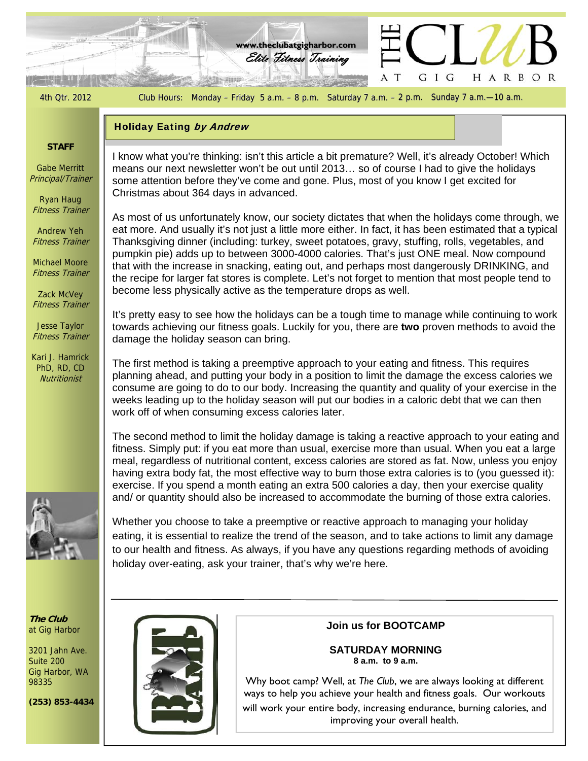www.theclubatgigharbor.com

*Elite Fitness Training*

# THE CLUB AT GIG HARBOR

4th Qtr. 2012

Club Hours: Monday – Friday 5 a.m. – 8 p.m. Saturday 7 a.m. – 2 p.m. Sunday 7 a.m.—10 a.m.

## Holiday Eating *by Andrew*

I know what you're thinking: isn't this article a bit premature? Well, it's already October! Which means our next newsletter won't be out until 2013… so of course I had to give the holidays some attention before they've come and gone. Plus, most of you know I get excited for Christmas about 364 days in advanced.

As most of us unfortunately know, our society dictates that when the holidays come through, we eat more. And usually it's not just a little more either. In fact, it has been estimated that a typical Thanksgiving dinner (including: turkey, sweet potatoes, gravy, stuffing, rolls, vegetables, and pumpkin pie) adds up to between 3000-4000 calories. That's just ONE meal. Now compound that with the increase in snacking, eating out, and perhaps most dangerously DRINKING, and the recipe for larger fat stores is complete. Let's not forget to mention that most people tend to become less physically active as the temperature drops as well.

It's pretty easy to see how the holidays can be a tough time to manage while continuing to work towards achieving our fitness goals. Luckily for you, there are **two** proven methods to avoid the damage the holiday season can bring.

The first method is taking a preemptive approach to your eating and fitness. This requires planning ahead, and putting your body in a position to limit the damage the excess calories we consume are going to do to our body. Increasing the quantity and quality of your exercise in the weeks leading up to the holiday season will put our bodies in a caloric debt that we can then work off of when consuming excess calories later.

The second method to limit the holiday damage is taking a reactive approach to your eating and fitness. Simply put: if you eat more than usual, exercise more than usual. When you eat a large meal, regardless of nutritional content, excess calories are stored as fat. Now, unless you enjoy having extra body fat, the most effective way to burn those extra calories is to (you guessed it): exercise. If you spend a month eating an extra 500 calories a day, then your exercise quality and/ or quantity should also be increased to accommodate the burning of those extra calories.

Whether you choose to take a preemptive or reactive approach to managing your holiday eating, it is essential to realize the trend of the season, and to take actions to limit any damage to our health and fitness. As always, if you have any questions regarding methods of avoiding holiday over-eating, ask your trainer, that's why we're here.

---

**Join us for BOOTCAMP**

**SATURDAY MORNING**
**8 a.m. to 9 a.m.**

Why boot camp? Well, at *The Club*, we are always looking at different ways to help you achieve your health and fitness goals. Our workouts will work your entire body, increasing endurance, burning calories, and improving your overall health.

---

**STAFF**

Gabe Merritt
*Principal/Trainer*

Ryan Haug
*Fitness Trainer*

Andrew Yeh
*Fitness Trainer*

Michael Moore
*Fitness Trainer*

Zack McVey
*Fitness Trainer*

Jesse Taylor
*Fitness Trainer*

Kari J. Hamrick
PhD, RD, CD
*Nutritionist*

***The Club*** at Gig Harbor

3201 Jahn Ave.
Suite 200
Gig Harbor, WA
98335

**(253) 853-4434**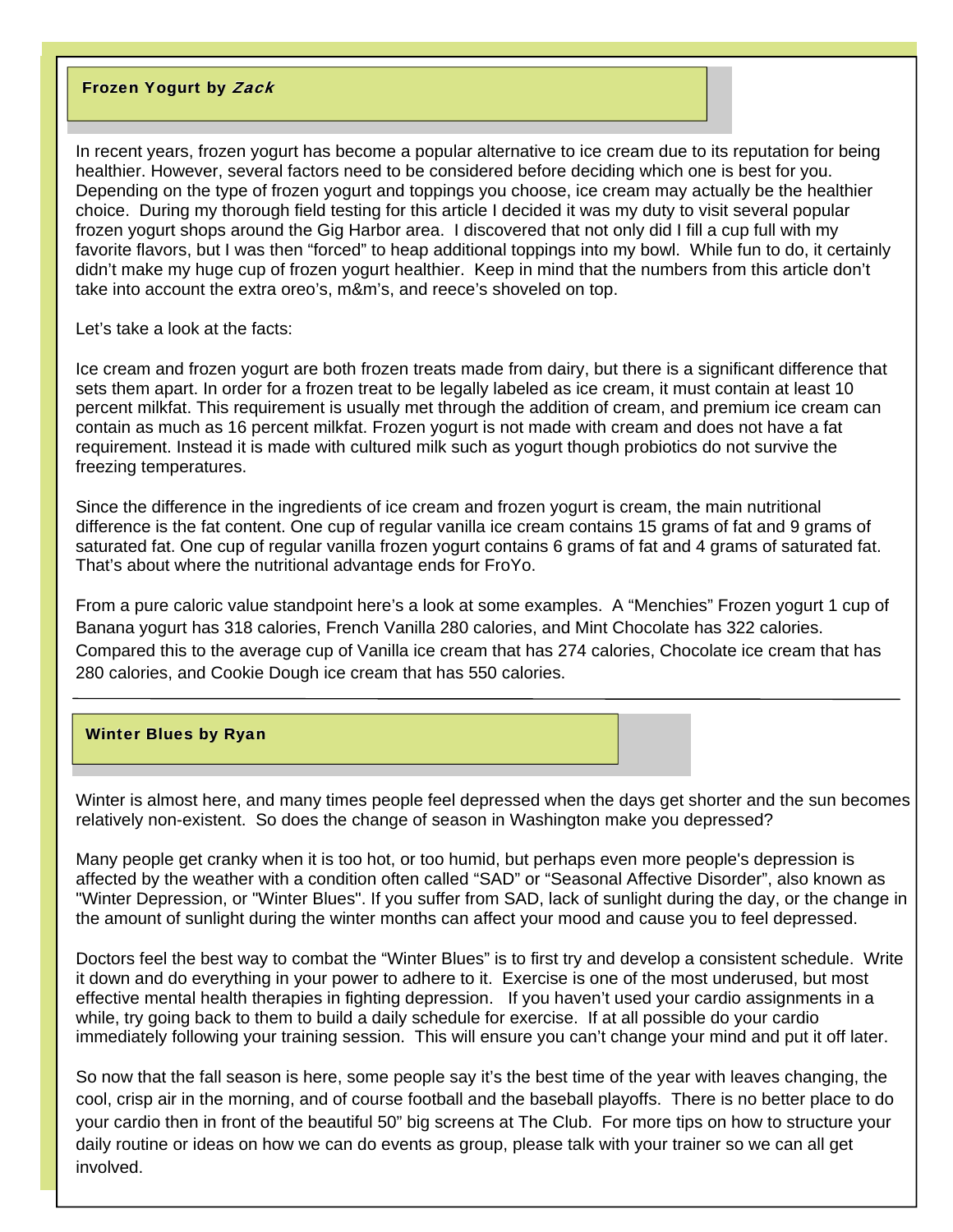## Frozen Yogurt by *Zack*

In recent years, frozen yogurt has become a popular alternative to ice cream due to its reputation for being healthier. However, several factors need to be considered before deciding which one is best for you. Depending on the type of frozen yogurt and toppings you choose, ice cream may actually be the healthier choice. During my thorough field testing for this article I decided it was my duty to visit several popular frozen yogurt shops around the Gig Harbor area. I discovered that not only did I fill a cup full with my favorite flavors, but I was then "forced" to heap additional toppings into my bowl. While fun to do, it certainly didn't make my huge cup of frozen yogurt healthier. Keep in mind that the numbers from this article don't take into account the extra oreo's, m&m's, and reece's shoveled on top.

Let's take a look at the facts:

Ice cream and frozen yogurt are both frozen treats made from dairy, but there is a significant difference that sets them apart. In order for a frozen treat to be legally labeled as ice cream, it must contain at least 10 percent milkfat. This requirement is usually met through the addition of cream, and premium ice cream can contain as much as 16 percent milkfat. Frozen yogurt is not made with cream and does not have a fat requirement. Instead it is made with cultured milk such as yogurt though probiotics do not survive the freezing temperatures.

Since the difference in the ingredients of ice cream and frozen yogurt is cream, the main nutritional difference is the fat content. One cup of regular vanilla ice cream contains 15 grams of fat and 9 grams of saturated fat. One cup of regular vanilla frozen yogurt contains 6 grams of fat and 4 grams of saturated fat. That's about where the nutritional advantage ends for FroYo.

From a pure caloric value standpoint here's a look at some examples. A "Menchies" Frozen yogurt 1 cup of Banana yogurt has 318 calories, French Vanilla 280 calories, and Mint Chocolate has 322 calories. Compared this to the average cup of Vanilla ice cream that has 274 calories, Chocolate ice cream that has 280 calories, and Cookie Dough ice cream that has 550 calories.

---

## Winter Blues by Ryan

Winter is almost here, and many times people feel depressed when the days get shorter and the sun becomes relatively non-existent. So does the change of season in Washington make you depressed?

Many people get cranky when it is too hot, or too humid, but perhaps even more people's depression is affected by the weather with a condition often called "SAD" or "Seasonal Affective Disorder", also known as "Winter Depression, or "Winter Blues". If you suffer from SAD, lack of sunlight during the day, or the change in the amount of sunlight during the winter months can affect your mood and cause you to feel depressed.

Doctors feel the best way to combat the "Winter Blues" is to first try and develop a consistent schedule. Write it down and do everything in your power to adhere to it. Exercise is one of the most underused, but most effective mental health therapies in fighting depression. If you haven't used your cardio assignments in a while, try going back to them to build a daily schedule for exercise. If at all possible do your cardio immediately following your training session. This will ensure you can't change your mind and put it off later.

So now that the fall season is here, some people say it's the best time of the year with leaves changing, the cool, crisp air in the morning, and of course football and the baseball playoffs. There is no better place to do your cardio then in front of the beautiful 50" big screens at The Club. For more tips on how to structure your daily routine or ideas on how we can do events as group, please talk with your trainer so we can all get involved.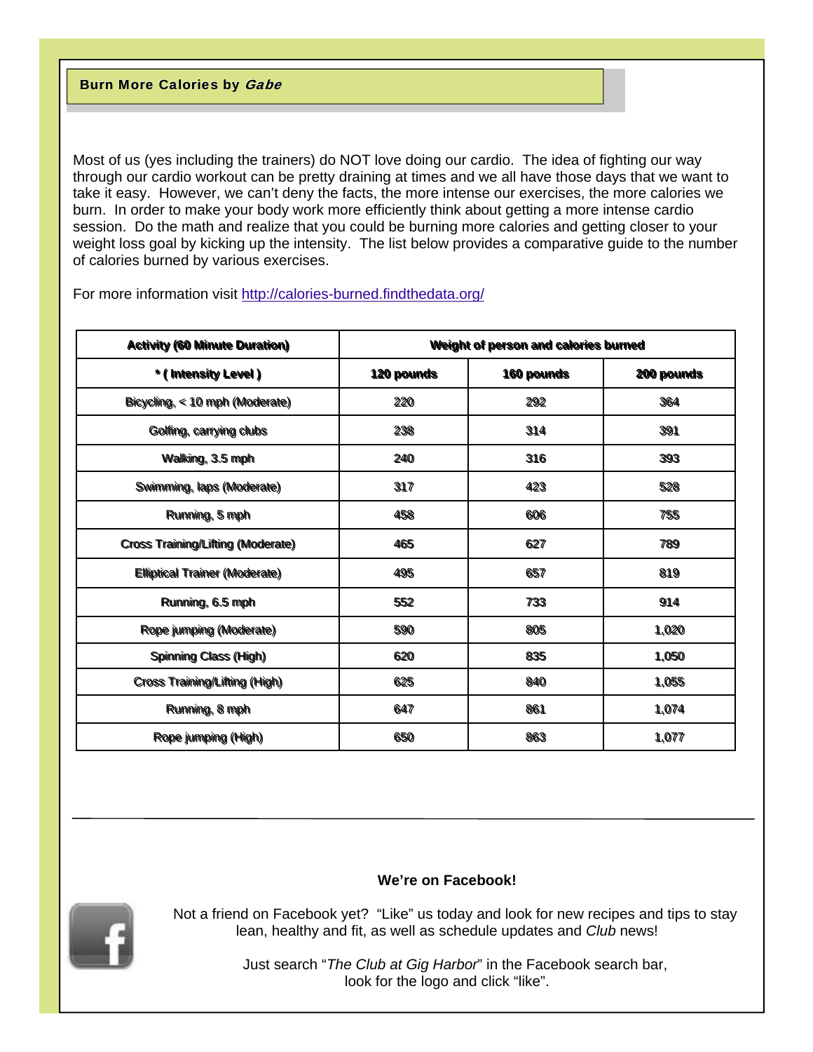## Burn More Calories by *Gabe*

Most of us (yes including the trainers) do NOT love doing our cardio. The idea of fighting our way through our cardio workout can be pretty draining at times and we all have those days that we want to take it easy. However, we can't deny the facts, the more intense our exercises, the more calories we burn. In order to make your body work more efficiently think about getting a more intense cardio session. Do the math and realize that you could be burning more calories and getting closer to your weight loss goal by kicking up the intensity. The list below provides a comparative guide to the number of calories burned by various exercises.

For more information visit http://calories-burned.findthedata.org/

| Activity (60 Minute Duration) | Weight of person and calories burned | | |
|---|---|---|---|
| * ( Intensity Level ) | 120 pounds | 160 pounds | 200 pounds |
| Bicycling, < 10 mph (Moderate) | 220 | 292 | 364 |
| Golfing, carrying clubs | 238 | 314 | 391 |
| Walking, 3.5 mph | 240 | 316 | 393 |
| Swimming, laps (Moderate) | 317 | 423 | 528 |
| Running, 5 mph | 458 | 606 | 755 |
| Cross Training/Lifting (Moderate) | 465 | 627 | 789 |
| Elliptical Trainer (Moderate) | 495 | 657 | 819 |
| Running, 6.5 mph | 552 | 733 | 914 |
| Rope jumping (Moderate) | 590 | 805 | 1,020 |
| Spinning Class (High) | 620 | 835 | 1,050 |
| Cross Training/Lifting (High) | 625 | 840 | 1,055 |
| Running, 8 mph | 647 | 861 | 1,074 |
| Rope jumping (High) | 650 | 863 | 1,077 |

---

**We're on Facebook!**

Not a friend on Facebook yet? "Like" us today and look for new recipes and tips to stay lean, healthy and fit, as well as schedule updates and *Club* news!

Just search "*The Club at Gig Harbor*" in the Facebook search bar, look for the logo and click "like".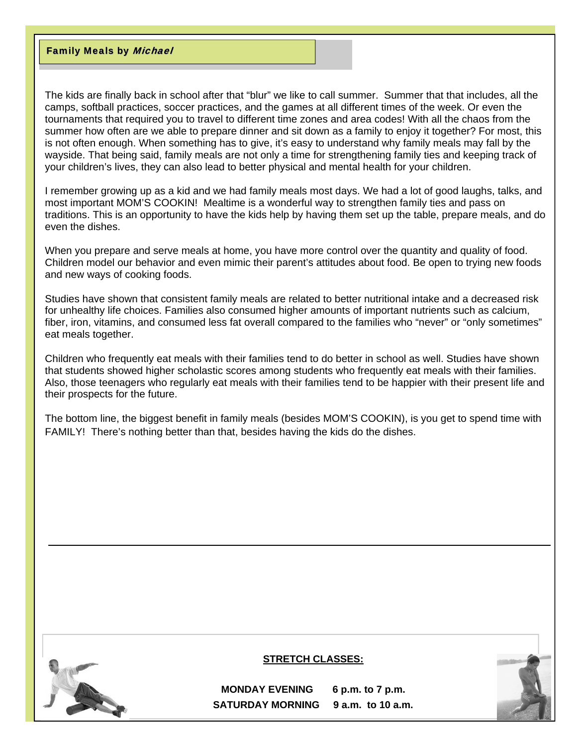## Family Meals by *Michael*

The kids are finally back in school after that "blur" we like to call summer. Summer that that includes, all the camps, softball practices, soccer practices, and the games at all different times of the week. Or even the tournaments that required you to travel to different time zones and area codes! With all the chaos from the summer how often are we able to prepare dinner and sit down as a family to enjoy it together? For most, this is not often enough. When something has to give, it's easy to understand why family meals may fall by the wayside. That being said, family meals are not only a time for strengthening family ties and keeping track of your children's lives, they can also lead to better physical and mental health for your children.

I remember growing up as a kid and we had family meals most days. We had a lot of good laughs, talks, and most important MOM'S COOKIN! Mealtime is a wonderful way to strengthen family ties and pass on traditions. This is an opportunity to have the kids help by having them set up the table, prepare meals, and do even the dishes.

When you prepare and serve meals at home, you have more control over the quantity and quality of food. Children model our behavior and even mimic their parent's attitudes about food. Be open to trying new foods and new ways of cooking foods.

Studies have shown that consistent family meals are related to better nutritional intake and a decreased risk for unhealthy life choices. Families also consumed higher amounts of important nutrients such as calcium, fiber, iron, vitamins, and consumed less fat overall compared to the families who "never" or "only sometimes" eat meals together.

Children who frequently eat meals with their families tend to do better in school as well. Studies have shown that students showed higher scholastic scores among students who frequently eat meals with their families. Also, those teenagers who regularly eat meals with their families tend to be happier with their present life and their prospects for the future.

The bottom line, the biggest benefit in family meals (besides MOM'S COOKIN), is you get to spend time with FAMILY! There's nothing better than that, besides having the kids do the dishes.

---

**STRETCH CLASSES:**

**MONDAY EVENING 6 p.m. to 7 p.m.**
**SATURDAY MORNING 9 a.m. to 10 a.m.**